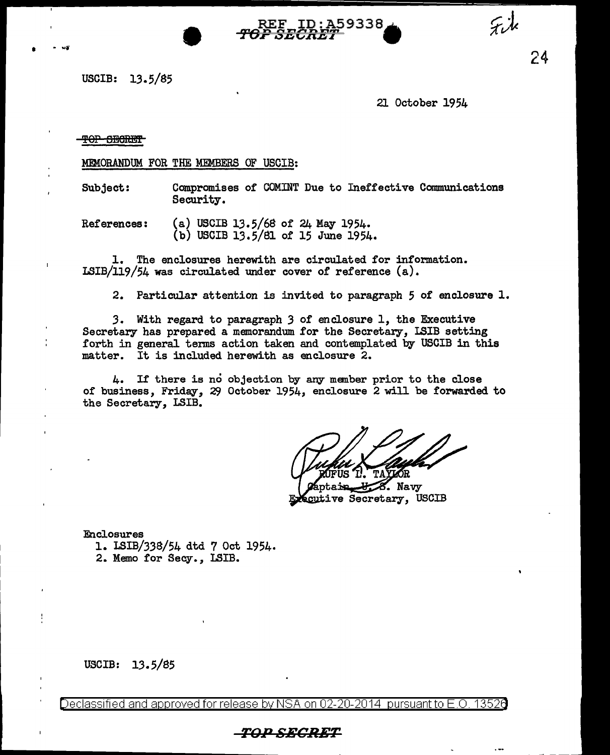REF ID:A59338

~~TOP SECRET~~

USCIB: 13.5/85

21 October 1954

~~TOP SECRET~~

MEMORANDUM FOR THE MEMBERS OF USCIB:

Subject: Compromises of COMINT Due to Ineffective Communications Security.

References: (a) USCIB 13.5/68 of 24 May 1954.
(b) USCIB 13.5/81 of 15 June 1954.

1. The enclosures herewith are circulated for information. LSIB/119/54 was circulated under cover of reference (a).

2. Particular attention is invited to paragraph 5 of enclosure 1.

3. With regard to paragraph 3 of enclosure 1, the Executive Secretary has prepared a memorandum for the Secretary, LSIB setting forth in general terms action taken and contemplated by USCIB in this matter. It is included herewith as enclosure 2.

4. If there is no objection by any member prior to the close of business, Friday, 29 October 1954, enclosure 2 will be forwarded to the Secretary, LSIB.

RUFUS L. TAYLOR
Captain, U. S. Navy
Executive Secretary, USCIB

Enclosures
1. LSIB/338/54 dtd 7 Oct 1954.
2. Memo for Secy., LSIB.

USCIB: 13.5/85

Declassified and approved for release by NSA on 02-20-2014 pursuant to E.O. 13526

~~TOP SECRET~~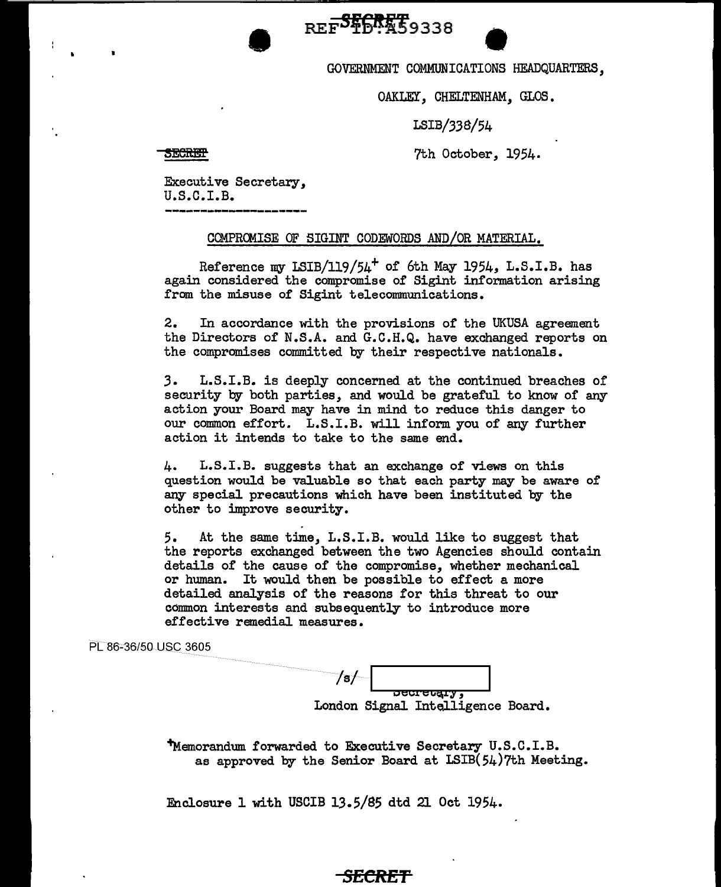REF ID:A59338

GOVERNMENT COMMUNICATIONS HEADQUARTERS,

OAKLEY, CHELTENHAM, GLOS.

LSIB/338/54

SECRET

7th October, 1954.

Executive Secretary,
U.S.C.I.B.

COMPROMISE OF SIGINT CODEWORDS AND/OR MATERIAL.

Reference my LSIB/119/54+ of 6th May 1954, L.S.I.B. has again considered the compromise of Sigint information arising from the misuse of Sigint telecommunications.

2. In accordance with the provisions of the UKUSA agreement the Directors of N.S.A. and G.C.H.Q. have exchanged reports on the compromises committed by their respective nationals.

3. L.S.I.B. is deeply concerned at the continued breaches of security by both parties, and would be grateful to know of any action your Board may have in mind to reduce this danger to our common effort. L.S.I.B. will inform you of any further action it intends to take to the same end.

4. L.S.I.B. suggests that an exchange of views on this question would be valuable so that each party may be aware of any special precautions which have been instituted by the other to improve security.

5. At the same time, L.S.I.B. would like to suggest that the reports exchanged between the two Agencies should contain details of the cause of the compromise, whether mechanical or human. It would then be possible to effect a more detailed analysis of the reasons for this threat to our common interests and subsequently to introduce more effective remedial measures.

PL 86-36/50 USC 3605

/s/ [ ]
Secretary,
London Signal Intelligence Board.

+Memorandum forwarded to Executive Secretary U.S.C.I.B. as approved by the Senior Board at LSIB(54)7th Meeting.

Enclosure 1 with USCIB 13.5/85 dtd 21 Oct 1954.

SECRET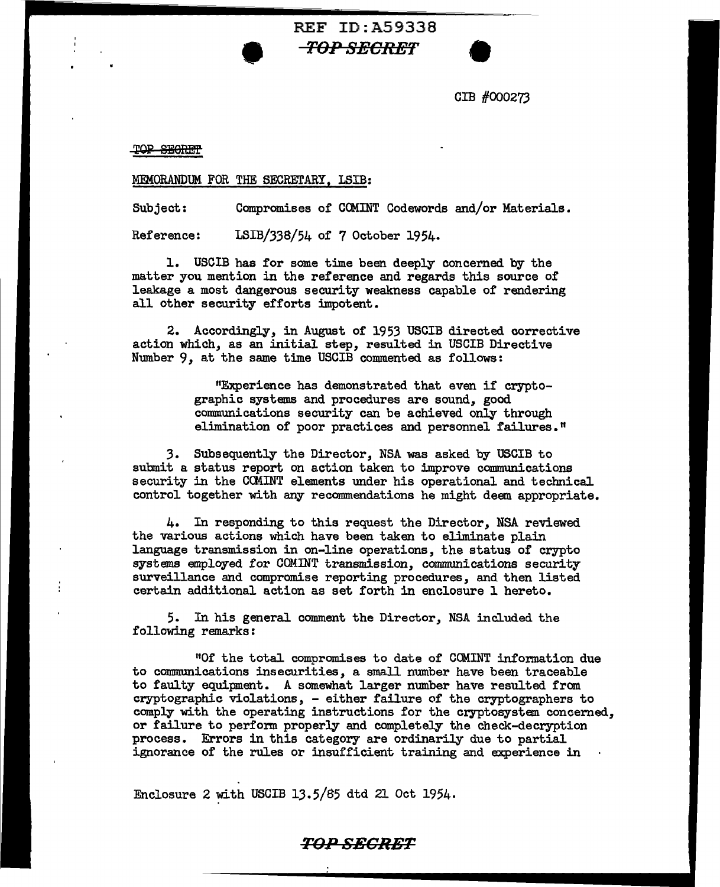REF ID:A59338

~~TOP SECRET~~

CIB #000273

~~TOP SECRET~~

MEMORANDUM FOR THE SECRETARY, LSIB:

Subject: Compromises of COMINT Codewords and/or Materials.

Reference: LSIB/338/54 of 7 October 1954.

1. USCIB has for some time been deeply concerned by the matter you mention in the reference and regards this source of leakage a most dangerous security weakness capable of rendering all other security efforts impotent.

2. Accordingly, in August of 1953 USCIB directed corrective action which, as an initial step, resulted in USCIB Directive Number 9, at the same time USCIB commented as follows:

> "Experience has demonstrated that even if cryptographic systems and procedures are sound, good communications security can be achieved only through elimination of poor practices and personnel failures."

3. Subsequently the Director, NSA was asked by USCIB to submit a status report on action taken to improve communications security in the COMINT elements under his operational and technical control together with any recommendations he might deem appropriate.

4. In responding to this request the Director, NSA reviewed the various actions which have been taken to eliminate plain language transmission in on-line operations, the status of crypto systems employed for COMINT transmission, communications security surveillance and compromise reporting procedures, and then listed certain additional action as set forth in enclosure 1 hereto.

5. In his general comment the Director, NSA included the following remarks:

> "Of the total compromises to date of COMINT information due to communications insecurities, a small number have been traceable to faulty equipment. A somewhat larger number have resulted from cryptographic violations, - either failure of the cryptographers to comply with the operating instructions for the cryptosystem concerned, or failure to perform properly and completely the check-decryption process. Errors in this category are ordinarily due to partial ignorance of the rules or insufficient training and experience in

Enclosure 2 with USCIB 13.5/85 dtd 21 Oct 1954.

~~TOP SECRET~~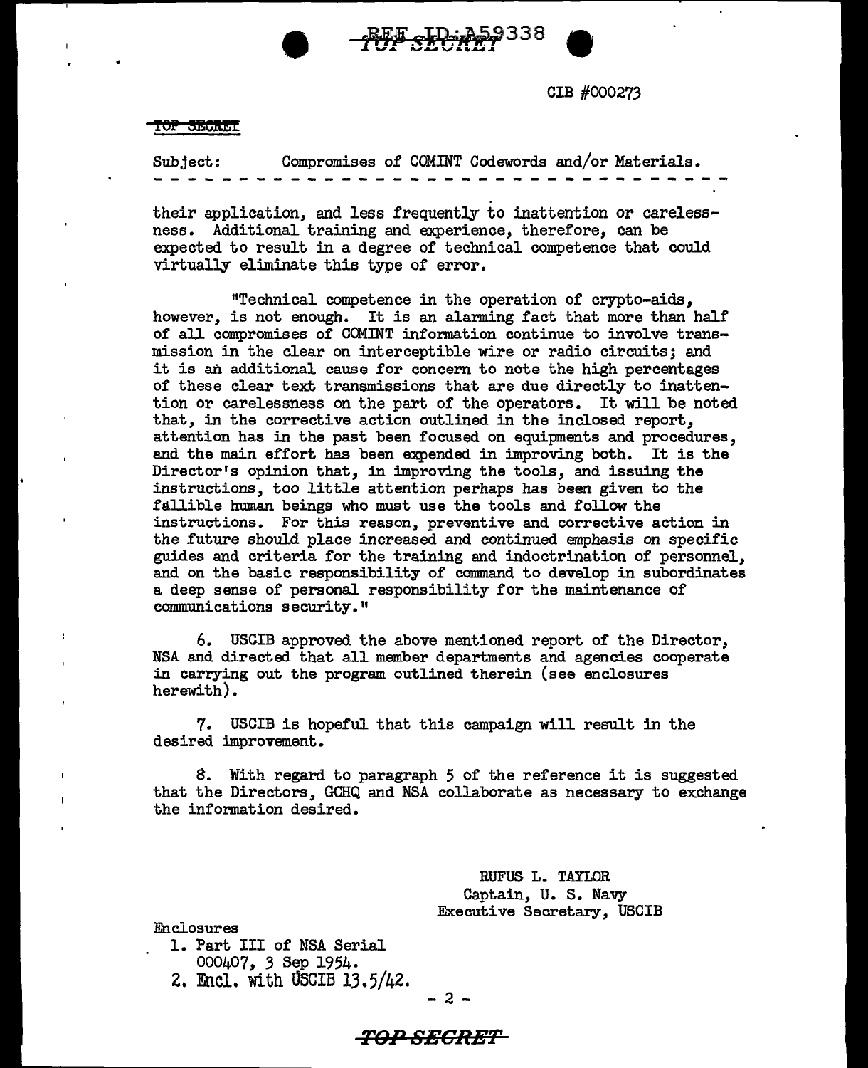CIB #000273

~~TOP SECRET~~

Subject: Compromises of COMINT Codewords and/or Materials.

- - - - - - - - - - - - - - - - - - - - - - - - - - - - - - - - - - - - -

their application, and less frequently to inattention or carelessness. Additional training and experience, therefore, can be expected to result in a degree of technical competence that could virtually eliminate this type of error.

"Technical competence in the operation of crypto-aids, however, is not enough. It is an alarming fact that more than half of all compromises of COMINT information continue to involve transmission in the clear on interceptible wire or radio circuits; and it is an additional cause for concern to note the high percentages of these clear text transmissions that are due directly to inattention or carelessness on the part of the operators. It will be noted that, in the corrective action outlined in the inclosed report, attention has in the past been focused on equipments and procedures, and the main effort has been expended in improving both. It is the Director's opinion that, in improving the tools, and issuing the instructions, too little attention perhaps has been given to the fallible human beings who must use the tools and follow the instructions. For this reason, preventive and corrective action in the future should place increased and continued emphasis on specific guides and criteria for the training and indoctrination of personnel, and on the basic responsibility of command to develop in subordinates a deep sense of personal responsibility for the maintenance of communications security."

6. USCIB approved the above mentioned report of the Director, NSA and directed that all member departments and agencies cooperate in carrying out the program outlined therein (see enclosures herewith).

7. USCIB is hopeful that this campaign will result in the desired improvement.

8. With regard to paragraph 5 of the reference it is suggested that the Directors, GCHQ and NSA collaborate as necessary to exchange the information desired.

RUFUS L. TAYLOR
Captain, U. S. Navy
Executive Secretary, USCIB

Enclosures
1. Part III of NSA Serial 000407, 3 Sep 1954.
2. Encl. with USCIB 13.5/42.

***TOP SECRET***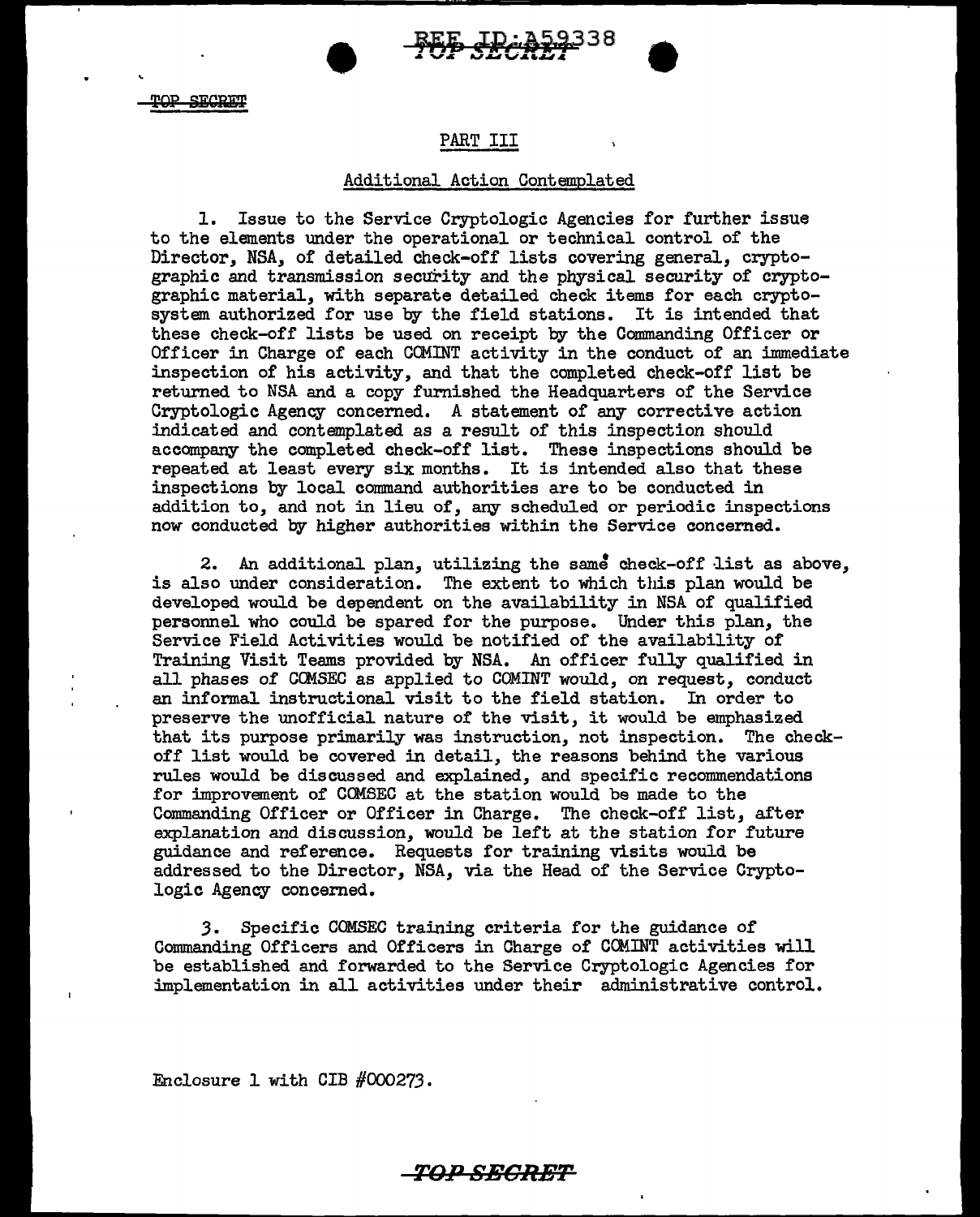## PART III

### Additional Action Contemplated

1. Issue to the Service Cryptologic Agencies for further issue to the elements under the operational or technical control of the Director, NSA, of detailed check-off lists covering general, cryptographic and transmission security and the physical security of cryptographic material, with separate detailed check items for each cryptosystem authorized for use by the field stations. It is intended that these check-off lists be used on receipt by the Commanding Officer or Officer in Charge of each COMINT activity in the conduct of an immediate inspection of his activity, and that the completed check-off list be returned to NSA and a copy furnished the Headquarters of the Service Cryptologic Agency concerned. A statement of any corrective action indicated and contemplated as a result of this inspection should accompany the completed check-off list. These inspections should be repeated at least every six months. It is intended also that these inspections by local command authorities are to be conducted in addition to, and not in lieu of, any scheduled or periodic inspections now conducted by higher authorities within the Service concerned.

2. An additional plan, utilizing the same check-off list as above, is also under consideration. The extent to which this plan would be developed would be dependent on the availability in NSA of qualified personnel who could be spared for the purpose. Under this plan, the Service Field Activities would be notified of the availability of Training Visit Teams provided by NSA. An officer fully qualified in all phases of COMSEC as applied to COMINT would, on request, conduct an informal instructional visit to the field station. In order to preserve the unofficial nature of the visit, it would be emphasized that its purpose primarily was instruction, not inspection. The check-off list would be covered in detail, the reasons behind the various rules would be discussed and explained, and specific recommendations for improvement of COMSEC at the station would be made to the Commanding Officer or Officer in Charge. The check-off list, after explanation and discussion, would be left at the station for future guidance and reference. Requests for training visits would be addressed to the Director, NSA, via the Head of the Service Cryptologic Agency concerned.

3. Specific COMSEC training criteria for the guidance of Commanding Officers and Officers in Charge of COMINT activities will be established and forwarded to the Service Cryptologic Agencies for implementation in all activities under their administrative control.

Enclosure 1 with CIB #000273.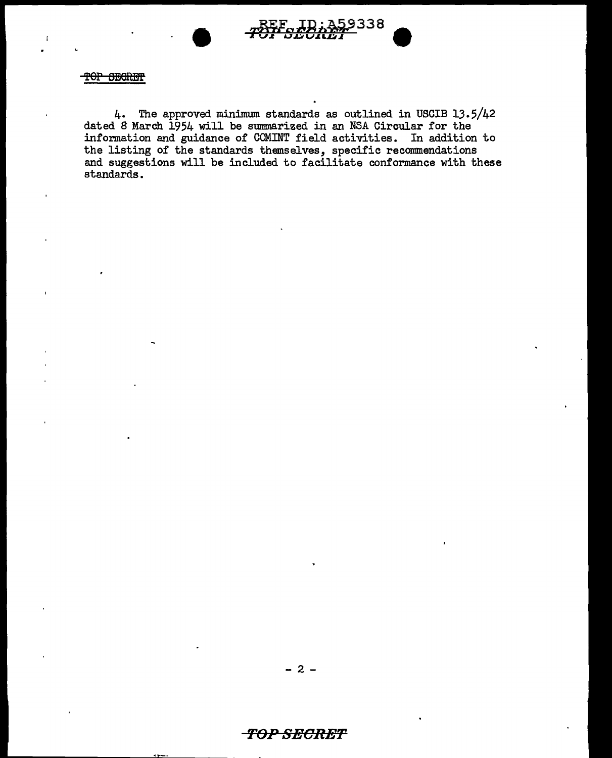4. The approved minimum standards as outlined in USCIB 13.5/42 dated 8 March 1954 will be summarized in an NSA Circular for the information and guidance of COMINT field activities. In addition to the listing of the standards themselves, specific recommendations and suggestions will be included to facilitate conformance with these standards.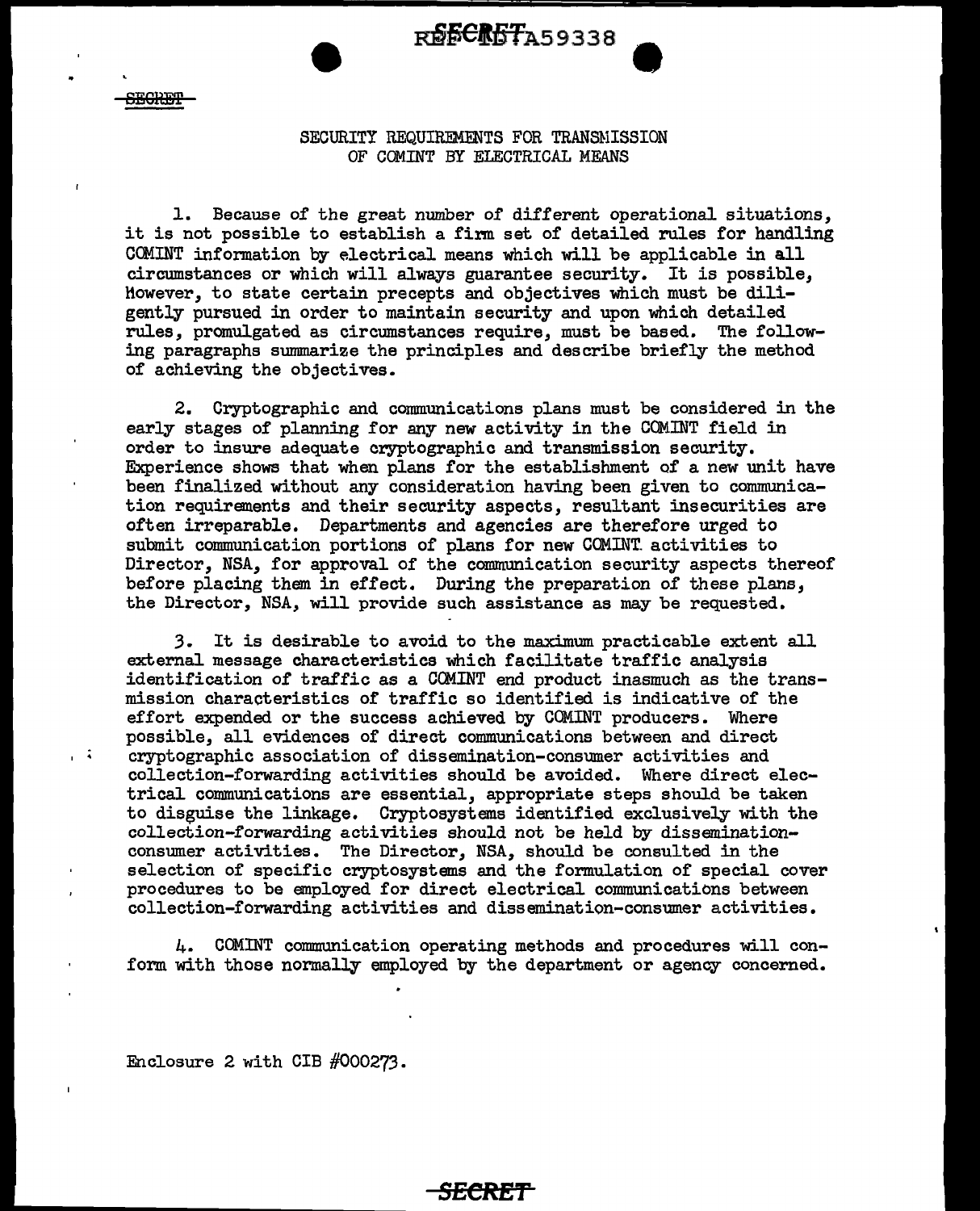SECRET

# SECURITY REQUIREMENTS FOR TRANSMISSION OF COMINT BY ELECTRICAL MEANS

1. Because of the great number of different operational situations, it is not possible to establish a firm set of detailed rules for handling COMINT information by electrical means which will be applicable in all circumstances or which will always guarantee security. It is possible, however, to state certain precepts and objectives which must be diligently pursued in order to maintain security and upon which detailed rules, promulgated as circumstances require, must be based. The following paragraphs summarize the principles and describe briefly the method of achieving the objectives.

2. Cryptographic and communications plans must be considered in the early stages of planning for any new activity in the COMINT field in order to insure adequate cryptographic and transmission security. Experience shows that when plans for the establishment of a new unit have been finalized without any consideration having been given to communication requirements and their security aspects, resultant insecurities are often irreparable. Departments and agencies are therefore urged to submit communication portions of plans for new COMINT activities to Director, NSA, for approval of the communication security aspects thereof before placing them in effect. During the preparation of these plans, the Director, NSA, will provide such assistance as may be requested.

3. It is desirable to avoid to the maximum practicable extent all external message characteristics which facilitate traffic analysis identification of traffic as a COMINT end product inasmuch as the transmission characteristics of traffic so identified is indicative of the effort expended or the success achieved by COMINT producers. Where possible, all evidences of direct communications between and direct cryptographic association of dissemination-consumer activities and collection-forwarding activities should be avoided. Where direct electrical communications are essential, appropriate steps should be taken to disguise the linkage. Cryptosystems identified exclusively with the collection-forwarding activities should not be held by dissemination-consumer activities. The Director, NSA, should be consulted in the selection of specific cryptosystems and the formulation of special cover procedures to be employed for direct electrical communications between collection-forwarding activities and dissemination-consumer activities.

4. COMINT communication operating methods and procedures will conform with those normally employed by the department or agency concerned.

Enclosure 2 with CIB #000273.

SECRET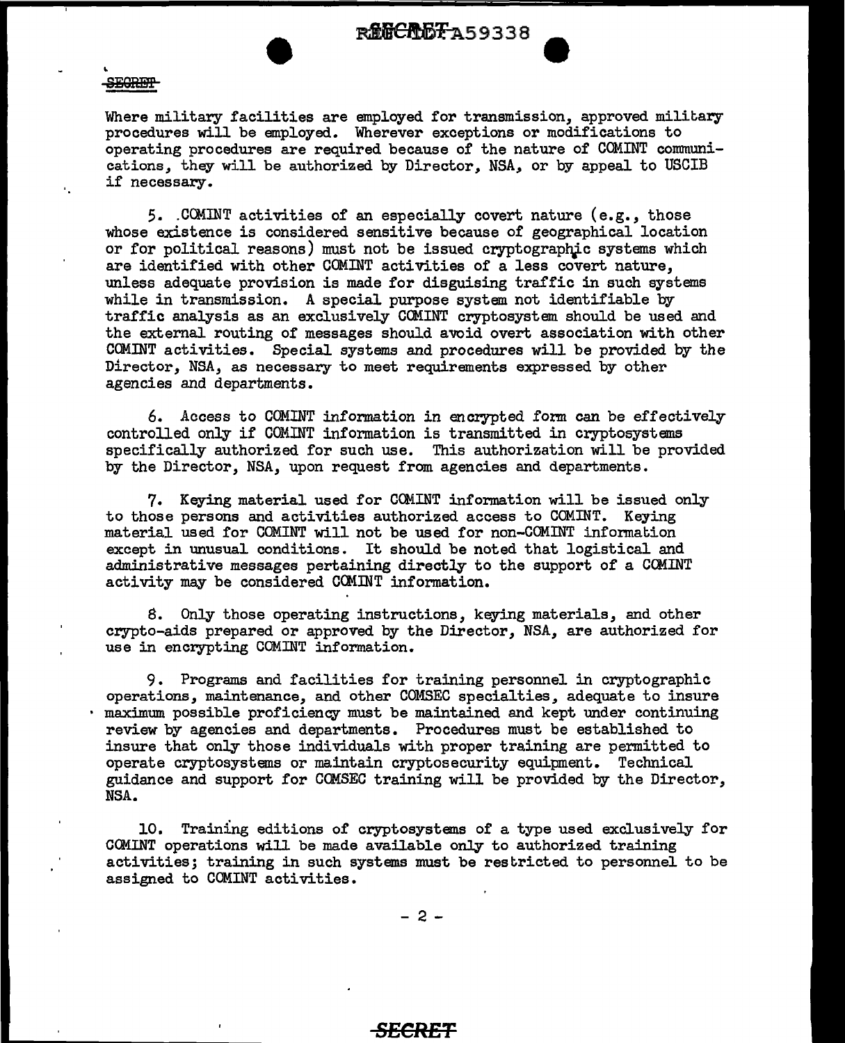Where military facilities are employed for transmission, approved military procedures will be employed. Wherever exceptions or modifications to operating procedures are required because of the nature of COMINT communications, they will be authorized by Director, NSA, or by appeal to USCIB if necessary.

5. COMINT activities of an especially covert nature (e.g., those whose existence is considered sensitive because of geographical location or for political reasons) must not be issued cryptographic systems which are identified with other COMINT activities of a less covert nature, unless adequate provision is made for disguising traffic in such systems while in transmission. A special purpose system not identifiable by traffic analysis as an exclusively COMINT cryptosystem should be used and the external routing of messages should avoid overt association with other COMINT activities. Special systems and procedures will be provided by the Director, NSA, as necessary to meet requirements expressed by other agencies and departments.

6. Access to COMINT information in encrypted form can be effectively controlled only if COMINT information is transmitted in cryptosystems specifically authorized for such use. This authorization will be provided by the Director, NSA, upon request from agencies and departments.

7. Keying material used for COMINT information will be issued only to those persons and activities authorized access to COMINT. Keying material used for COMINT will not be used for non-COMINT information except in unusual conditions. It should be noted that logistical and administrative messages pertaining directly to the support of a COMINT activity may be considered COMINT information.

8. Only those operating instructions, keying materials, and other crypto-aids prepared or approved by the Director, NSA, are authorized for use in encrypting COMINT information.

9. Programs and facilities for training personnel in cryptographic operations, maintenance, and other COMSEC specialties, adequate to insure maximum possible proficiency must be maintained and kept under continuing review by agencies and departments. Procedures must be established to insure that only those individuals with proper training are permitted to operate cryptosystems or maintain cryptosecurity equipment. Technical guidance and support for COMSEC training will be provided by the Director, NSA.

10. Training editions of cryptosystems of a type used exclusively for COMINT operations will be made available only to authorized training activities; training in such systems must be restricted to personnel to be assigned to COMINT activities.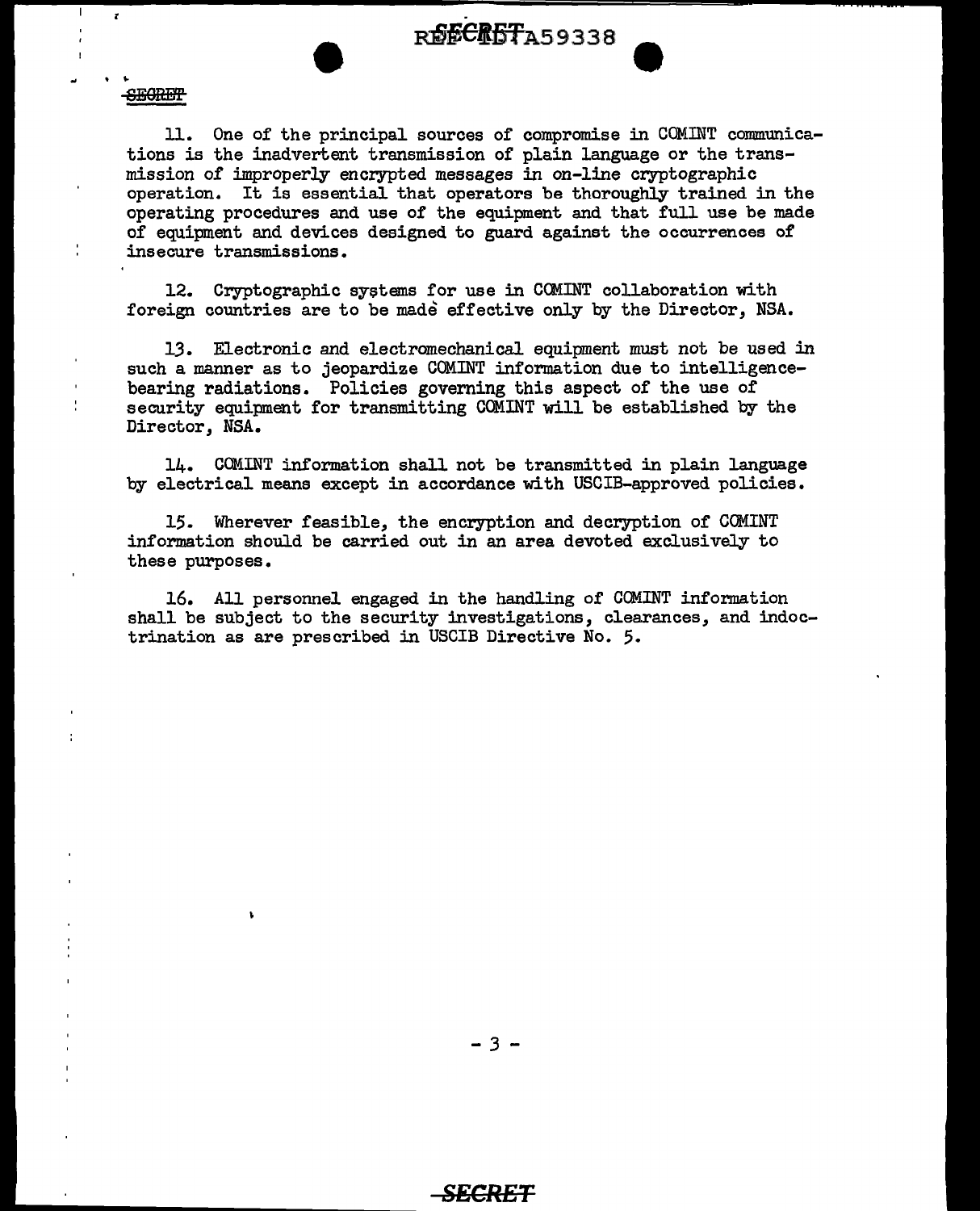11. One of the principal sources of compromise in COMINT communications is the inadvertent transmission of plain language or the transmission of improperly encrypted messages in on-line cryptographic operation. It is essential that operators be thoroughly trained in the operating procedures and use of the equipment and that full use be made of equipment and devices designed to guard against the occurrences of insecure transmissions.

12. Cryptographic systems for use in COMINT collaboration with foreign countries are to be made effective only by the Director, NSA.

13. Electronic and electromechanical equipment must not be used in such a manner as to jeopardize COMINT information due to intelligence-bearing radiations. Policies governing this aspect of the use of security equipment for transmitting COMINT will be established by the Director, NSA.

14. COMINT information shall not be transmitted in plain language by electrical means except in accordance with USCIB-approved policies.

15. Wherever feasible, the encryption and decryption of COMINT information should be carried out in an area devoted exclusively to these purposes.

16. All personnel engaged in the handling of COMINT information shall be subject to the security investigations, clearances, and indoctrination as are prescribed in USCIB Directive No. 5.